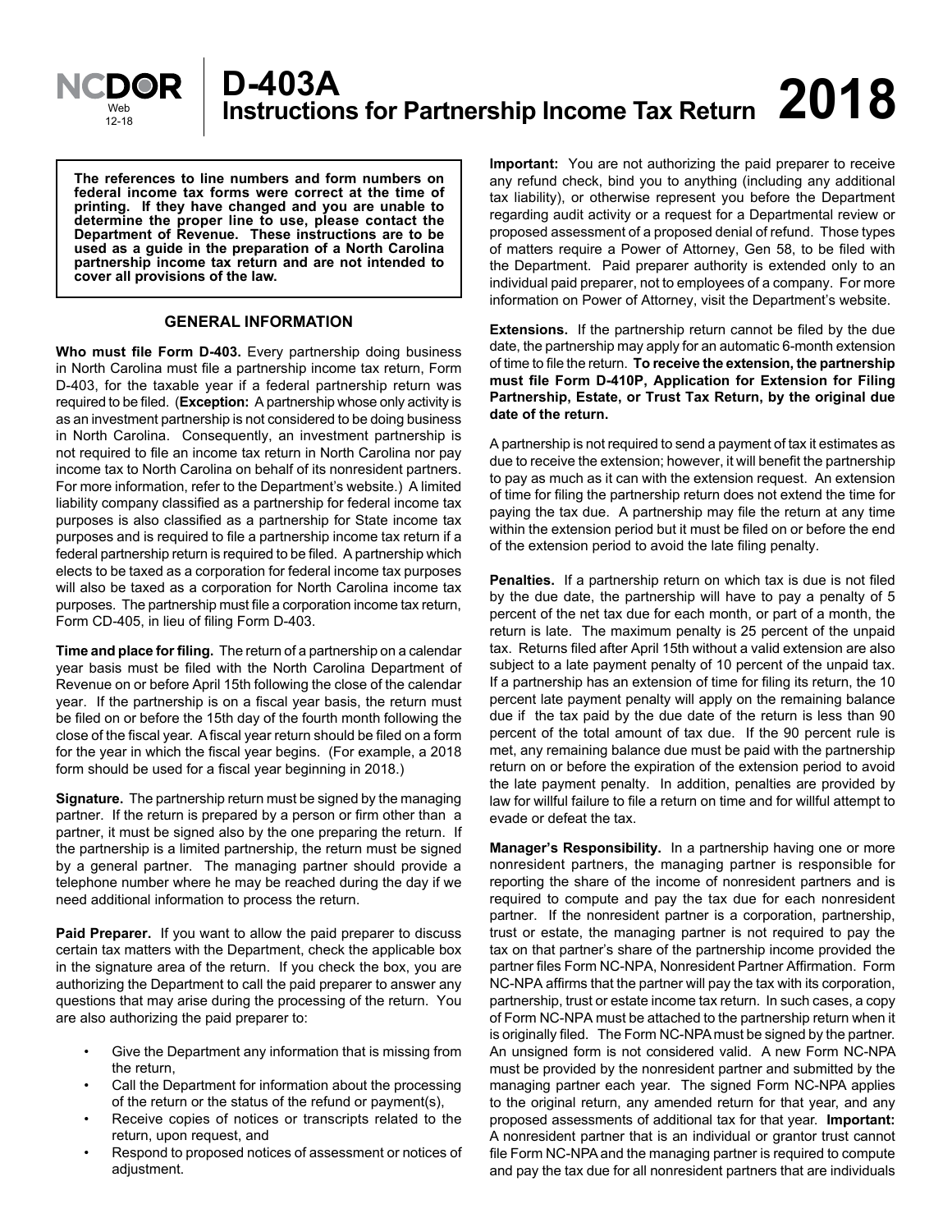NCDOR Web 12-18

# D-403A Instructions for Partnership Income Tax Return 2018

**The references to line numbers and form numbers on federal income tax forms were correct at the time of printing. If they have changed and you are unable to determine the proper line to use, please contact the Department of Revenue. These instructions are to be used as a guide in the preparation of a North Carolina partnership income tax return and are not intended to cover all provisions of the law.**

## GENERAL INFORMATION

**Who must file Form D-403.** Every partnership doing business in North Carolina must file a partnership income tax return, Form D-403, for the taxable year if a federal partnership return was required to be filed. (**Exception:** A partnership whose only activity is as an investment partnership is not considered to be doing business in North Carolina. Consequently, an investment partnership is not required to file an income tax return in North Carolina nor pay income tax to North Carolina on behalf of its nonresident partners. For more information, refer to the Department's website.) A limited liability company classified as a partnership for federal income tax purposes is also classified as a partnership for State income tax purposes and is required to file a partnership income tax return if a federal partnership return is required to be filed. A partnership which elects to be taxed as a corporation for federal income tax purposes will also be taxed as a corporation for North Carolina income tax purposes. The partnership must file a corporation income tax return, Form CD-405, in lieu of filing Form D-403.

**Time and place for filing.** The return of a partnership on a calendar year basis must be filed with the North Carolina Department of Revenue on or before April 15th following the close of the calendar year. If the partnership is on a fiscal year basis, the return must be filed on or before the 15th day of the fourth month following the close of the fiscal year. A fiscal year return should be filed on a form for the year in which the fiscal year begins. (For example, a 2018 form should be used for a fiscal year beginning in 2018.)

**Signature.** The partnership return must be signed by the managing partner. If the return is prepared by a person or firm other than a partner, it must be signed also by the one preparing the return. If the partnership is a limited partnership, the return must be signed by a general partner. The managing partner should provide a telephone number where he may be reached during the day if we need additional information to process the return.

**Paid Preparer.** If you want to allow the paid preparer to discuss certain tax matters with the Department, check the applicable box in the signature area of the return. If you check the box, you are authorizing the Department to call the paid preparer to answer any questions that may arise during the processing of the return. You are also authorizing the paid preparer to:

- Give the Department any information that is missing from the return,
- Call the Department for information about the processing of the return or the status of the refund or payment(s),
- Receive copies of notices or transcripts related to the return, upon request, and
- Respond to proposed notices of assessment or notices of adjustment.

**Important:** You are not authorizing the paid preparer to receive any refund check, bind you to anything (including any additional tax liability), or otherwise represent you before the Department regarding audit activity or a request for a Departmental review or proposed assessment of a proposed denial of refund. Those types of matters require a Power of Attorney, Gen 58, to be filed with the Department. Paid preparer authority is extended only to an individual paid preparer, not to employees of a company. For more information on Power of Attorney, visit the Department's website.

**Extensions.** If the partnership return cannot be filed by the due date, the partnership may apply for an automatic 6-month extension of time to file the return. **To receive the extension, the partnership must file Form D-410P, Application for Extension for Filing Partnership, Estate, or Trust Tax Return, by the original due date of the return.**

A partnership is not required to send a payment of tax it estimates as due to receive the extension; however, it will benefit the partnership to pay as much as it can with the extension request. An extension of time for filing the partnership return does not extend the time for paying the tax due. A partnership may file the return at any time within the extension period but it must be filed on or before the end of the extension period to avoid the late filing penalty.

**Penalties.** If a partnership return on which tax is due is not filed by the due date, the partnership will have to pay a penalty of 5 percent of the net tax due for each month, or part of a month, the return is late. The maximum penalty is 25 percent of the unpaid tax. Returns filed after April 15th without a valid extension are also subject to a late payment penalty of 10 percent of the unpaid tax. If a partnership has an extension of time for filing its return, the 10 percent late payment penalty will apply on the remaining balance due if the tax paid by the due date of the return is less than 90 percent of the total amount of tax due. If the 90 percent rule is met, any remaining balance due must be paid with the partnership return on or before the expiration of the extension period to avoid the late payment penalty. In addition, penalties are provided by law for willful failure to file a return on time and for willful attempt to evade or defeat the tax.

**Manager's Responsibility.** In a partnership having one or more nonresident partners, the managing partner is responsible for reporting the share of the income of nonresident partners and is required to compute and pay the tax due for each nonresident partner. If the nonresident partner is a corporation, partnership, trust or estate, the managing partner is not required to pay the tax on that partner's share of the partnership income provided the partner files Form NC-NPA, Nonresident Partner Affirmation. Form NC-NPA affirms that the partner will pay the tax with its corporation, partnership, trust or estate income tax return. In such cases, a copy of Form NC-NPA must be attached to the partnership return when it is originally filed. The Form NC-NPA must be signed by the partner. An unsigned form is not considered valid. A new Form NC-NPA must be provided by the nonresident partner and submitted by the managing partner each year. The signed Form NC-NPA applies to the original return, any amended return for that year, and any proposed assessments of additional tax for that year. **Important:** A nonresident partner that is an individual or grantor trust cannot file Form NC-NPA and the managing partner is required to compute and pay the tax due for all nonresident partners that are individuals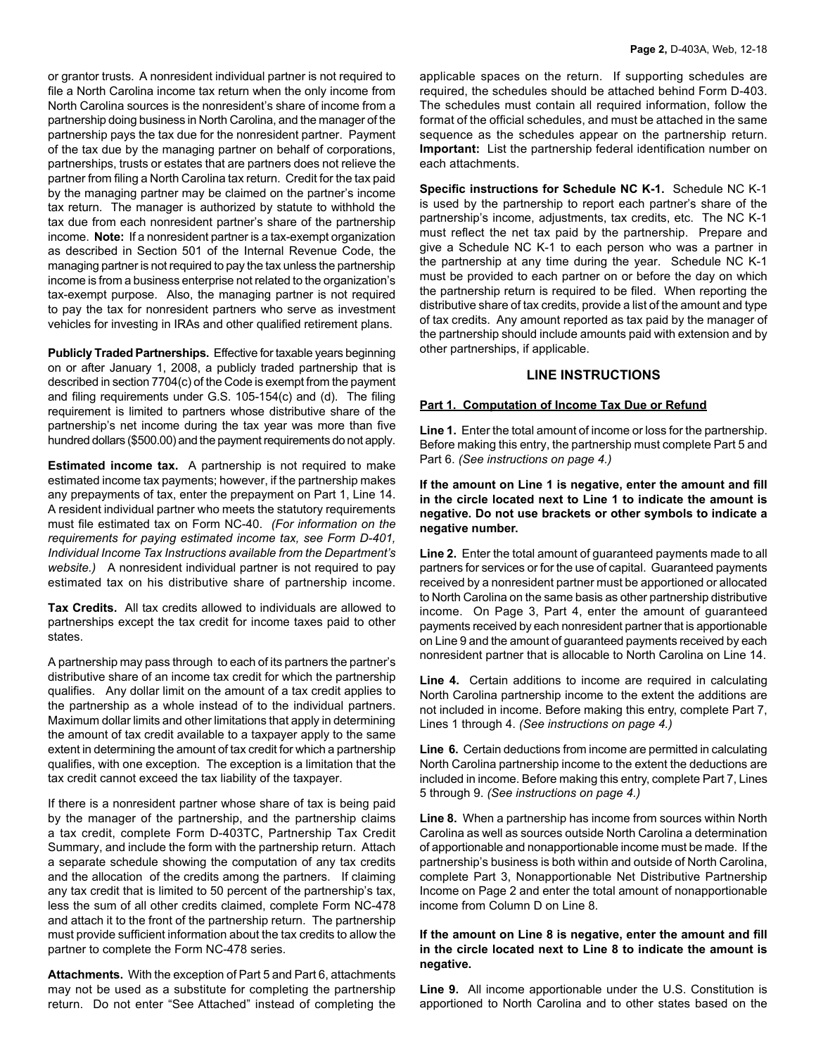or grantor trusts. A nonresident individual partner is not required to file a North Carolina income tax return when the only income from North Carolina sources is the nonresident's share of income from a partnership doing business in North Carolina, and the manager of the partnership pays the tax due for the nonresident partner. Payment of the tax due by the managing partner on behalf of corporations, partnerships, trusts or estates that are partners does not relieve the partner from filing a North Carolina tax return. Credit for the tax paid by the managing partner may be claimed on the partner's income tax return. The manager is authorized by statute to withhold the tax due from each nonresident partner's share of the partnership income. **Note:** If a nonresident partner is a tax-exempt organization as described in Section 501 of the Internal Revenue Code, the managing partner is not required to pay the tax unless the partnership income is from a business enterprise not related to the organization's tax-exempt purpose. Also, the managing partner is not required to pay the tax for nonresident partners who serve as investment vehicles for investing in IRAs and other qualified retirement plans.

**Publicly Traded Partnerships.** Effective for taxable years beginning on or after January 1, 2008, a publicly traded partnership that is described in section 7704(c) of the Code is exempt from the payment and filing requirements under G.S. 105-154(c) and (d). The filing requirement is limited to partners whose distributive share of the partnership's net income during the tax year was more than five hundred dollars ($500.00) and the payment requirements do not apply.

**Estimated income tax.** A partnership is not required to make estimated income tax payments; however, if the partnership makes any prepayments of tax, enter the prepayment on Part 1, Line 14. A resident individual partner who meets the statutory requirements must file estimated tax on Form NC-40. *(For information on the requirements for paying estimated income tax, see Form D-401, Individual Income Tax Instructions available from the Department's website.)* A nonresident individual partner is not required to pay estimated tax on his distributive share of partnership income.

**Tax Credits.** All tax credits allowed to individuals are allowed to partnerships except the tax credit for income taxes paid to other states.

A partnership may pass through to each of its partners the partner's distributive share of an income tax credit for which the partnership qualifies. Any dollar limit on the amount of a tax credit applies to the partnership as a whole instead of to the individual partners. Maximum dollar limits and other limitations that apply in determining the amount of tax credit available to a taxpayer apply to the same extent in determining the amount of tax credit for which a partnership qualifies, with one exception. The exception is a limitation that the tax credit cannot exceed the tax liability of the taxpayer.

If there is a nonresident partner whose share of tax is being paid by the manager of the partnership, and the partnership claims a tax credit, complete Form D-403TC, Partnership Tax Credit Summary, and include the form with the partnership return. Attach a separate schedule showing the computation of any tax credits and the allocation of the credits among the partners. If claiming any tax credit that is limited to 50 percent of the partnership's tax, less the sum of all other credits claimed, complete Form NC-478 and attach it to the front of the partnership return. The partnership must provide sufficient information about the tax credits to allow the partner to complete the Form NC-478 series.

**Attachments.** With the exception of Part 5 and Part 6, attachments may not be used as a substitute for completing the partnership return. Do not enter "See Attached" instead of completing the applicable spaces on the return. If supporting schedules are required, the schedules should be attached behind Form D-403. The schedules must contain all required information, follow the format of the official schedules, and must be attached in the same sequence as the schedules appear on the partnership return. **Important:** List the partnership federal identification number on each attachments.

**Specific instructions for Schedule NC K-1.** Schedule NC K-1 is used by the partnership to report each partner's share of the partnership's income, adjustments, tax credits, etc. The NC K-1 must reflect the net tax paid by the partnership. Prepare and give a Schedule NC K-1 to each person who was a partner in the partnership at any time during the year. Schedule NC K-1 must be provided to each partner on or before the day on which the partnership return is required to be filed. When reporting the distributive share of tax credits, provide a list of the amount and type of tax credits. Any amount reported as tax paid by the manager of the partnership should include amounts paid with extension and by other partnerships, if applicable.

## LINE INSTRUCTIONS

### Part 1. Computation of Income Tax Due or Refund

**Line 1.** Enter the total amount of income or loss for the partnership. Before making this entry, the partnership must complete Part 5 and Part 6. *(See instructions on page 4.)*

**If the amount on Line 1 is negative, enter the amount and fill in the circle located next to Line 1 to indicate the amount is negative. Do not use brackets or other symbols to indicate a negative number.**

**Line 2.** Enter the total amount of guaranteed payments made to all partners for services or for the use of capital. Guaranteed payments received by a nonresident partner must be apportioned or allocated to North Carolina on the same basis as other partnership distributive income. On Page 3, Part 4, enter the amount of guaranteed payments received by each nonresident partner that is apportionable on Line 9 and the amount of guaranteed payments received by each nonresident partner that is allocable to North Carolina on Line 14.

**Line 4.** Certain additions to income are required in calculating North Carolina partnership income to the extent the additions are not included in income. Before making this entry, complete Part 7, Lines 1 through 4. *(See instructions on page 4.)*

**Line 6.** Certain deductions from income are permitted in calculating North Carolina partnership income to the extent the deductions are included in income. Before making this entry, complete Part 7, Lines 5 through 9. *(See instructions on page 4.)*

**Line 8.** When a partnership has income from sources within North Carolina as well as sources outside North Carolina a determination of apportionable and nonapportionable income must be made. If the partnership's business is both within and outside of North Carolina, complete Part 3, Nonapportionable Net Distributive Partnership Income on Page 2 and enter the total amount of nonapportionable income from Column D on Line 8.

**If the amount on Line 8 is negative, enter the amount and fill in the circle located next to Line 8 to indicate the amount is negative.**

**Line 9.** All income apportionable under the U.S. Constitution is apportioned to North Carolina and to other states based on the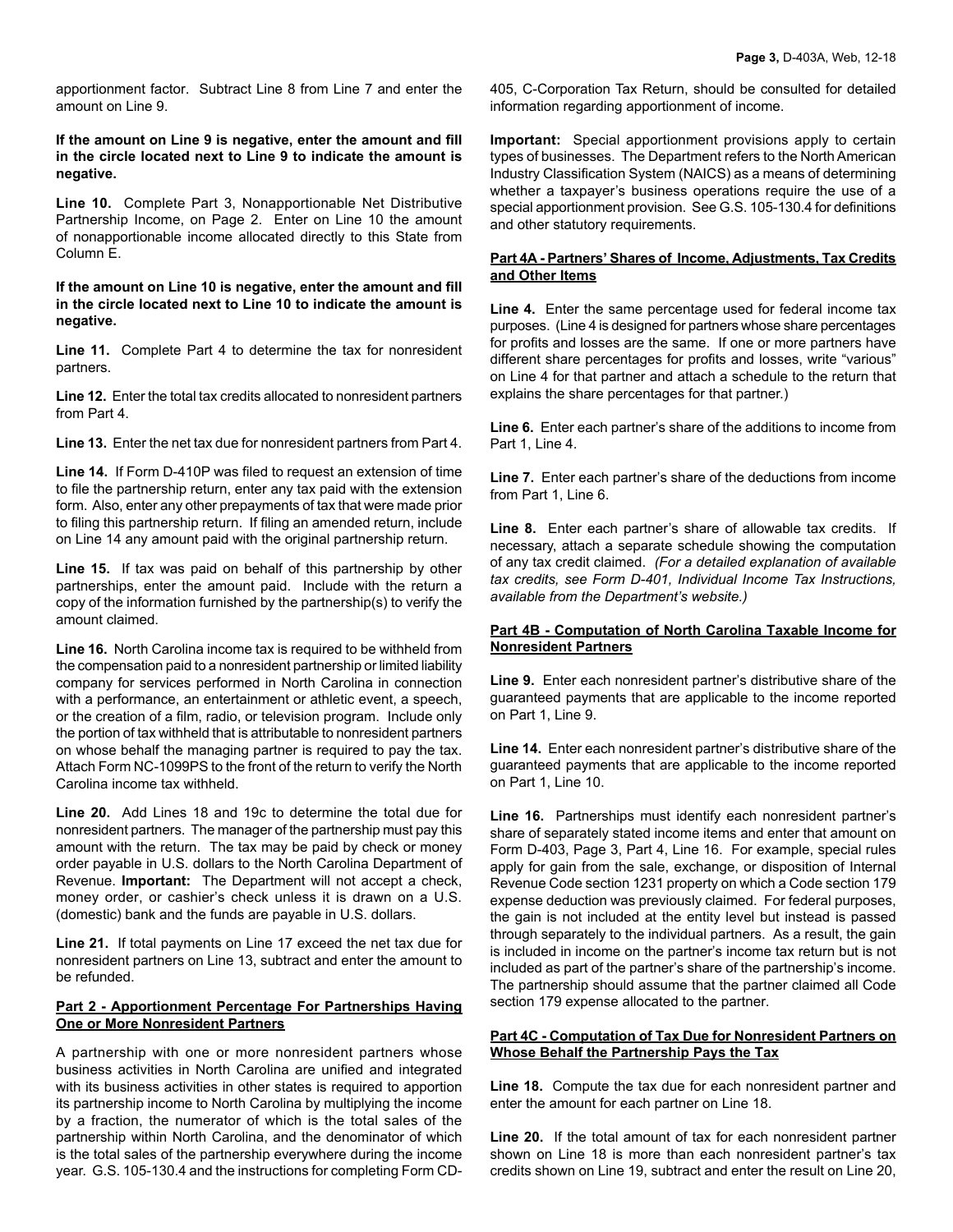apportionment factor. Subtract Line 8 from Line 7 and enter the amount on Line 9.

**If the amount on Line 9 is negative, enter the amount and fill in the circle located next to Line 9 to indicate the amount is negative.**

**Line 10.** Complete Part 3, Nonapportionable Net Distributive Partnership Income, on Page 2. Enter on Line 10 the amount of nonapportionable income allocated directly to this State from Column E.

**If the amount on Line 10 is negative, enter the amount and fill in the circle located next to Line 10 to indicate the amount is negative.**

**Line 11.** Complete Part 4 to determine the tax for nonresident partners.

**Line 12.** Enter the total tax credits allocated to nonresident partners from Part 4.

**Line 13.** Enter the net tax due for nonresident partners from Part 4.

**Line 14.** If Form D-410P was filed to request an extension of time to file the partnership return, enter any tax paid with the extension form. Also, enter any other prepayments of tax that were made prior to filing this partnership return. If filing an amended return, include on Line 14 any amount paid with the original partnership return.

**Line 15.** If tax was paid on behalf of this partnership by other partnerships, enter the amount paid. Include with the return a copy of the information furnished by the partnership(s) to verify the amount claimed.

**Line 16.** North Carolina income tax is required to be withheld from the compensation paid to a nonresident partnership or limited liability company for services performed in North Carolina in connection with a performance, an entertainment or athletic event, a speech, or the creation of a film, radio, or television program. Include only the portion of tax withheld that is attributable to nonresident partners on whose behalf the managing partner is required to pay the tax. Attach Form NC-1099PS to the front of the return to verify the North Carolina income tax withheld.

**Line 20.** Add Lines 18 and 19c to determine the total due for nonresident partners. The manager of the partnership must pay this amount with the return. The tax may be paid by check or money order payable in U.S. dollars to the North Carolina Department of Revenue. **Important:** The Department will not accept a check, money order, or cashier's check unless it is drawn on a U.S. (domestic) bank and the funds are payable in U.S. dollars.

**Line 21.** If total payments on Line 17 exceed the net tax due for nonresident partners on Line 13, subtract and enter the amount to be refunded.

**Part 2 - Apportionment Percentage For Partnerships Having One or More Nonresident Partners**

A partnership with one or more nonresident partners whose business activities in North Carolina are unified and integrated with its business activities in other states is required to apportion its partnership income to North Carolina by multiplying the income by a fraction, the numerator of which is the total sales of the partnership within North Carolina, and the denominator of which is the total sales of the partnership everywhere during the income year. G.S. 105-130.4 and the instructions for completing Form CD-405, C-Corporation Tax Return, should be consulted for detailed information regarding apportionment of income.

**Important:** Special apportionment provisions apply to certain types of businesses. The Department refers to the North American Industry Classification System (NAICS) as a means of determining whether a taxpayer's business operations require the use of a special apportionment provision. See G.S. 105-130.4 for definitions and other statutory requirements.

**Part 4A - Partners' Shares of Income, Adjustments, Tax Credits and Other Items**

**Line 4.** Enter the same percentage used for federal income tax purposes. (Line 4 is designed for partners whose share percentages for profits and losses are the same. If one or more partners have different share percentages for profits and losses, write "various" on Line 4 for that partner and attach a schedule to the return that explains the share percentages for that partner.)

**Line 6.** Enter each partner's share of the additions to income from Part 1, Line 4.

**Line 7.** Enter each partner's share of the deductions from income from Part 1, Line 6.

**Line 8.** Enter each partner's share of allowable tax credits. If necessary, attach a separate schedule showing the computation of any tax credit claimed. *(For a detailed explanation of available tax credits, see Form D-401, Individual Income Tax Instructions, available from the Department's website.)*

**Part 4B - Computation of North Carolina Taxable Income for Nonresident Partners**

**Line 9.** Enter each nonresident partner's distributive share of the guaranteed payments that are applicable to the income reported on Part 1, Line 9.

**Line 14.** Enter each nonresident partner's distributive share of the guaranteed payments that are applicable to the income reported on Part 1, Line 10.

**Line 16.** Partnerships must identify each nonresident partner's share of separately stated income items and enter that amount on Form D-403, Page 3, Part 4, Line 16. For example, special rules apply for gain from the sale, exchange, or disposition of Internal Revenue Code section 1231 property on which a Code section 179 expense deduction was previously claimed. For federal purposes, the gain is not included at the entity level but instead is passed through separately to the individual partners. As a result, the gain is included in income on the partner's income tax return but is not included as part of the partner's share of the partnership's income. The partnership should assume that the partner claimed all Code section 179 expense allocated to the partner.

**Part 4C - Computation of Tax Due for Nonresident Partners on Whose Behalf the Partnership Pays the Tax**

**Line 18.** Compute the tax due for each nonresident partner and enter the amount for each partner on Line 18.

**Line 20.** If the total amount of tax for each nonresident partner shown on Line 18 is more than each nonresident partner's tax credits shown on Line 19, subtract and enter the result on Line 20,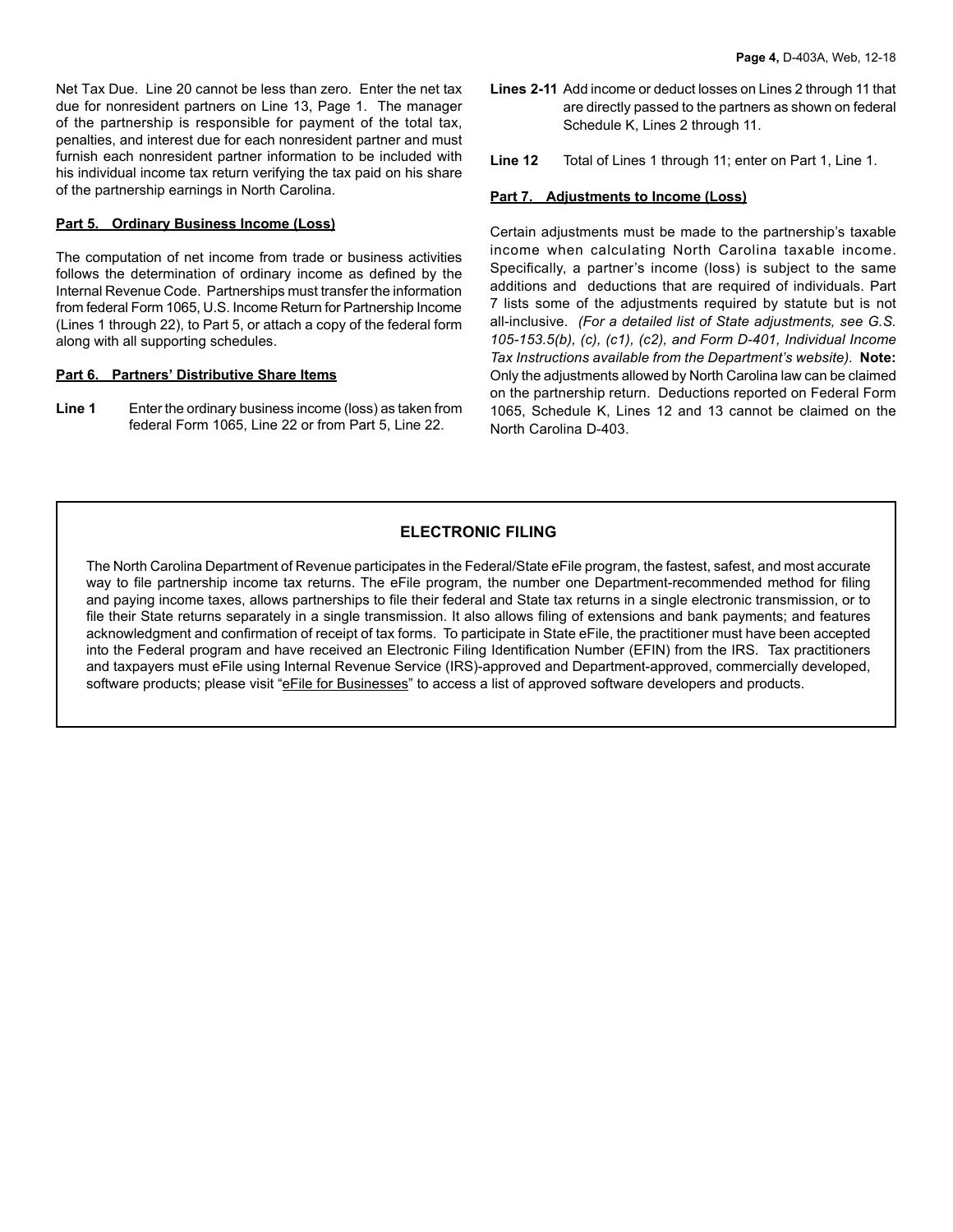Net Tax Due. Line 20 cannot be less than zero. Enter the net tax due for nonresident partners on Line 13, Page 1. The manager of the partnership is responsible for payment of the total tax, penalties, and interest due for each nonresident partner and must furnish each nonresident partner information to be included with his individual income tax return verifying the tax paid on his share of the partnership earnings in North Carolina.

**Part 5. Ordinary Business Income (Loss)**

The computation of net income from trade or business activities follows the determination of ordinary income as defined by the Internal Revenue Code. Partnerships must transfer the information from federal Form 1065, U.S. Income Return for Partnership Income (Lines 1 through 22), to Part 5, or attach a copy of the federal form along with all supporting schedules.

**Part 6. Partners' Distributive Share Items**

**Line 1** Enter the ordinary business income (loss) as taken from federal Form 1065, Line 22 or from Part 5, Line 22.

**Lines 2-11** Add income or deduct losses on Lines 2 through 11 that are directly passed to the partners as shown on federal Schedule K, Lines 2 through 11.

**Line 12** Total of Lines 1 through 11; enter on Part 1, Line 1.

**Part 7. Adjustments to Income (Loss)**

Certain adjustments must be made to the partnership's taxable income when calculating North Carolina taxable income. Specifically, a partner's income (loss) is subject to the same additions and deductions that are required of individuals. Part 7 lists some of the adjustments required by statute but is not all-inclusive. *(For a detailed list of State adjustments, see G.S. 105-153.5(b), (c), (c1), (c2), and Form D-401, Individual Income Tax Instructions available from the Department's website).* **Note:** Only the adjustments allowed by North Carolina law can be claimed on the partnership return. Deductions reported on Federal Form 1065, Schedule K, Lines 12 and 13 cannot be claimed on the North Carolina D-403.

## ELECTRONIC FILING

The North Carolina Department of Revenue participates in the Federal/State eFile program, the fastest, safest, and most accurate way to file partnership income tax returns. The eFile program, the number one Department-recommended method for filing and paying income taxes, allows partnerships to file their federal and State tax returns in a single electronic transmission, or to file their State returns separately in a single transmission. It also allows filing of extensions and bank payments; and features acknowledgment and confirmation of receipt of tax forms. To participate in State eFile, the practitioner must have been accepted into the Federal program and have received an Electronic Filing Identification Number (EFIN) from the IRS. Tax practitioners and taxpayers must eFile using Internal Revenue Service (IRS)-approved and Department-approved, commercially developed, software products; please visit "eFile for Businesses" to access a list of approved software developers and products.